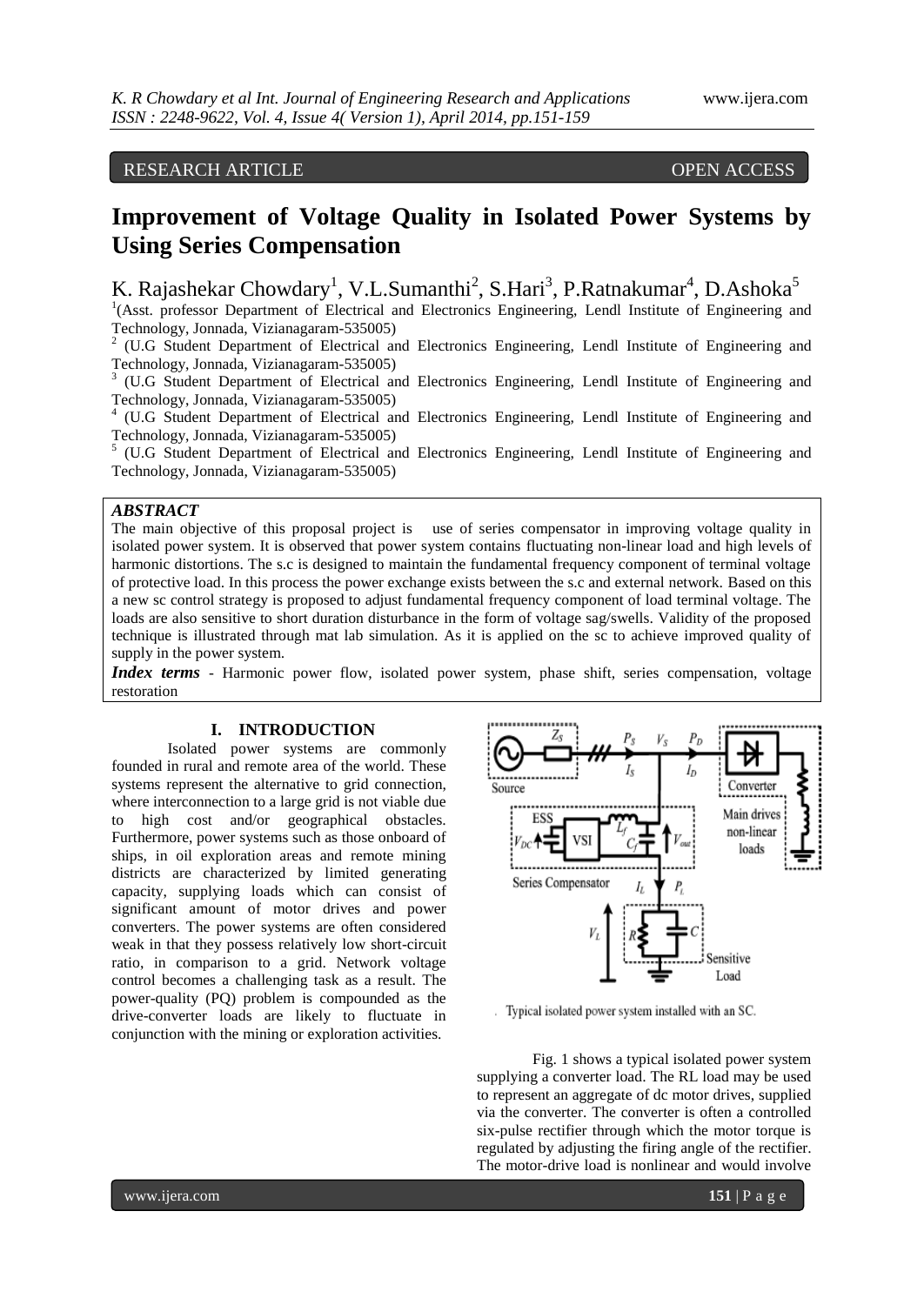RESEARCH ARTICLE OPEN ACCESS

# Improvement of Voltage Quality in Isolated Power Systems by Using Series Compensation

K. Rajashekar Chowdary[1], V.L.Sumanthi[2], S.Hari[3], P.Ratnakumar[4], D.Ashoka[5]

[1](Asst. professor Department of Electrical and Electronics Engineering, Lendl Institute of Engineering and Technology, Jonnada, Vizianagaram-535005)

[2] (U.G Student Department of Electrical and Electronics Engineering, Lendl Institute of Engineering and Technology, Jonnada, Vizianagaram-535005)

[3] (U.G Student Department of Electrical and Electronics Engineering, Lendl Institute of Engineering and Technology, Jonnada, Vizianagaram-535005)

[4] (U.G Student Department of Electrical and Electronics Engineering, Lendl Institute of Engineering and Technology, Jonnada, Vizianagaram-535005)

[5] (U.G Student Department of Electrical and Electronics Engineering, Lendl Institute of Engineering and Technology, Jonnada, Vizianagaram-535005)

## *ABSTRACT*

The main objective of this proposal project is use of series compensator in improving voltage quality in isolated power system. It is observed that power system contains fluctuating non-linear load and high levels of harmonic distortions. The s.c is designed to maintain the fundamental frequency component of terminal voltage of protective load. In this process the power exchange exists between the s.c and external network. Based on this a new sc control strategy is proposed to adjust fundamental frequency component of load terminal voltage. The loads are also sensitive to short duration disturbance in the form of voltage sag/swells. Validity of the proposed technique is illustrated through mat lab simulation. As it is applied on the sc to achieve improved quality of supply in the power system.

***Index terms*** - Harmonic power flow, isolated power system, phase shift, series compensation, voltage restoration

## I. INTRODUCTION

Isolated power systems are commonly founded in rural and remote area of the world. These systems represent the alternative to grid connection, where interconnection to a large grid is not viable due to high cost and/or geographical obstacles. Furthermore, power systems such as those onboard of ships, in oil exploration areas and remote mining districts are characterized by limited generating capacity, supplying loads which can consist of significant amount of motor drives and power converters. The power systems are often considered weak in that they possess relatively low short-circuit ratio, in comparison to a grid. Network voltage control becomes a challenging task as a result. The power-quality (PQ) problem is compounded as the drive-converter loads are likely to fluctuate in conjunction with the mining or exploration activities.

Typical isolated power system installed with an SC.

Fig. 1 shows a typical isolated power system supplying a converter load. The RL load may be used to represent an aggregate of dc motor drives, supplied via the converter. The converter is often a controlled six-pulse rectifier through which the motor torque is regulated by adjusting the firing angle of the rectifier. The motor-drive load is nonlinear and would involve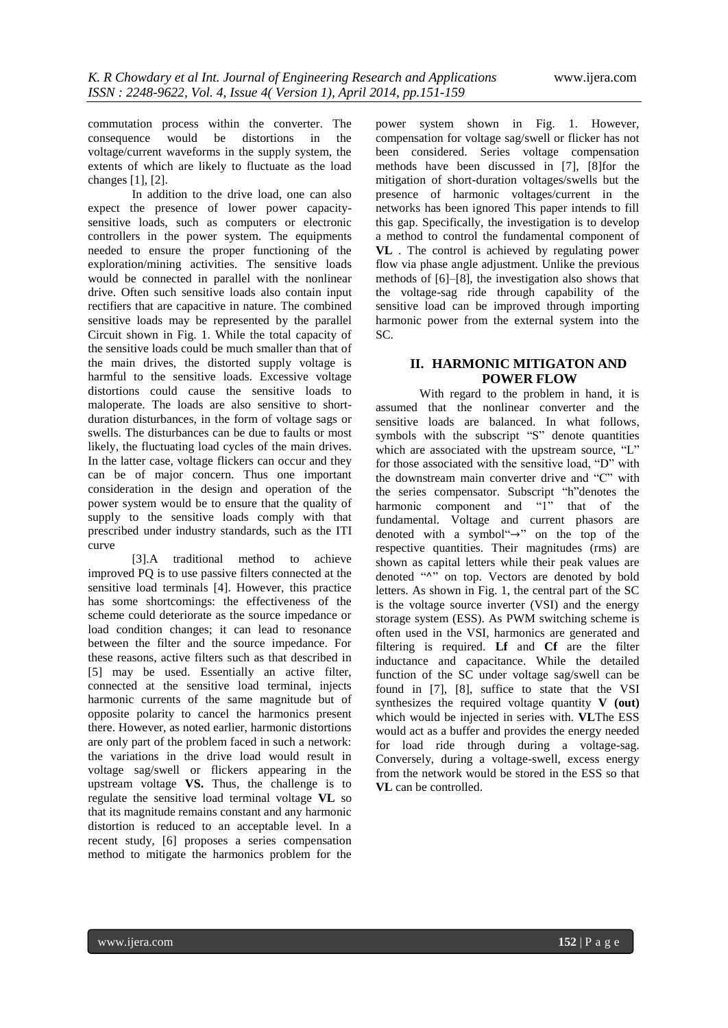commutation process within the converter. The consequence would be distortions in the voltage/current waveforms in the supply system, the extents of which are likely to fluctuate as the load changes [1], [2].

In addition to the drive load, one can also expect the presence of lower power capacity-sensitive loads, such as computers or electronic controllers in the power system. The equipments needed to ensure the proper functioning of the exploration/mining activities. The sensitive loads would be connected in parallel with the nonlinear drive. Often such sensitive loads also contain input rectifiers that are capacitive in nature. The combined sensitive loads may be represented by the parallel Circuit shown in Fig. 1. While the total capacity of the sensitive loads could be much smaller than that of the main drives, the distorted supply voltage is harmful to the sensitive loads. Excessive voltage distortions could cause the sensitive loads to maloperate. The loads are also sensitive to short-duration disturbances, in the form of voltage sags or swells. The disturbances can be due to faults or most likely, the fluctuating load cycles of the main drives. In the latter case, voltage flickers can occur and they can be of major concern. Thus one important consideration in the design and operation of the power system would be to ensure that the quality of supply to the sensitive loads comply with that prescribed under industry standards, such as the ITI curve

[3].A traditional method to achieve improved PQ is to use passive filters connected at the sensitive load terminals [4]. However, this practice has some shortcomings: the effectiveness of the scheme could deteriorate as the source impedance or load condition changes; it can lead to resonance between the filter and the source impedance. For these reasons, active filters such as that described in [5] may be used. Essentially an active filter, connected at the sensitive load terminal, injects harmonic currents of the same magnitude but of opposite polarity to cancel the harmonics present there. However, as noted earlier, harmonic distortions are only part of the problem faced in such a network: the variations in the drive load would result in voltage sag/swell or flickers appearing in the upstream voltage **VS.** Thus, the challenge is to regulate the sensitive load terminal voltage **VL** so that its magnitude remains constant and any harmonic distortion is reduced to an acceptable level. In a recent study, [6] proposes a series compensation method to mitigate the harmonics problem for the power system shown in Fig. 1. However, compensation for voltage sag/swell or flicker has not been considered. Series voltage compensation methods have been discussed in [7], [8]for the mitigation of short-duration voltages/swells but the presence of harmonic voltages/current in the networks has been ignored This paper intends to fill this gap. Specifically, the investigation is to develop a method to control the fundamental component of **VL** . The control is achieved by regulating power flow via phase angle adjustment. Unlike the previous methods of [6]–[8], the investigation also shows that the voltage-sag ride through capability of the sensitive load can be improved through importing harmonic power from the external system into the SC.

## II. HARMONIC MITIGATON AND POWER FLOW

With regard to the problem in hand, it is assumed that the nonlinear converter and the sensitive loads are balanced. In what follows, symbols with the subscript "S" denote quantities which are associated with the upstream source, "L" for those associated with the sensitive load, "D" with the downstream main converter drive and "C" with the series compensator. Subscript "h"denotes the harmonic component and "1" that of the fundamental. Voltage and current phasors are denoted with a symbol"→" on the top of the respective quantities. Their magnitudes (rms) are shown as capital letters while their peak values are denoted "^" on top. Vectors are denoted by bold letters. As shown in Fig. 1, the central part of the SC is the voltage source inverter (VSI) and the energy storage system (ESS). As PWM switching scheme is often used in the VSI, harmonics are generated and filtering is required. **Lf** and **Cf** are the filter inductance and capacitance. While the detailed function of the SC under voltage sag/swell can be found in [7], [8], suffice to state that the VSI synthesizes the required voltage quantity **V (out)** which would be injected in series with. **VL**The ESS would act as a buffer and provides the energy needed for load ride through during a voltage-sag. Conversely, during a voltage-swell, excess energy from the network would be stored in the ESS so that **VL** can be controlled.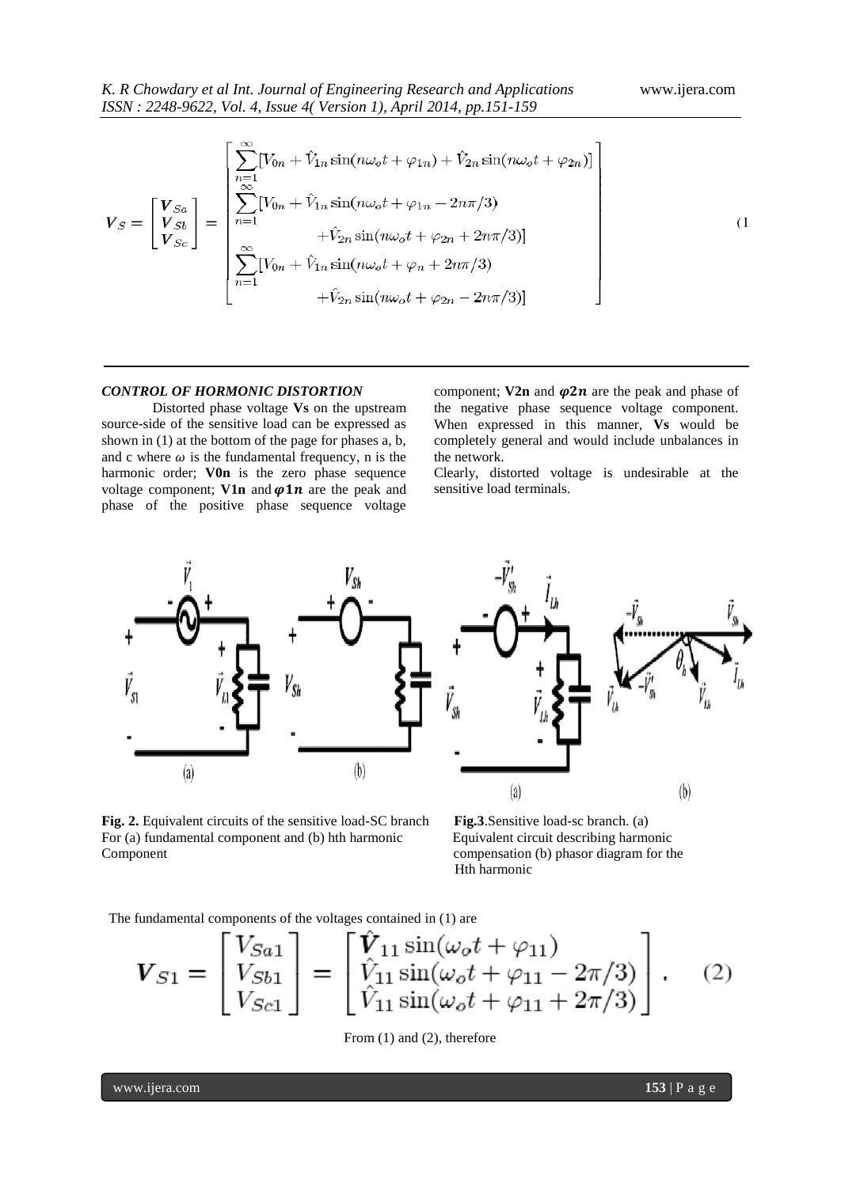$$
\boldsymbol{V}_S = \begin{bmatrix} \boldsymbol{V}_{Sa} \\ \boldsymbol{V}_{Sb} \\ \boldsymbol{V}_{Sc} \end{bmatrix} = \begin{bmatrix} \sum_{n=1}^{\infty}[V_{0n} + \hat{V}_{1n}\sin(n\omega_o t + \varphi_{1n}) + \hat{V}_{2n}\sin(n\omega_o t + \varphi_{2n})] \\ \sum_{n=1}^{\infty}[V_{0n} + \hat{V}_{1n}\sin(n\omega_o t + \varphi_{1n} - 2n\pi/3) \\ \quad + \hat{V}_{2n}\sin(n\omega_o t + \varphi_{2n} + 2n\pi/3)] \\ \sum_{n=1}^{\infty}[V_{0n} + \hat{V}_{1n}\sin(n\omega_o t + \varphi_n + 2n\pi/3) \\ \quad + \hat{V}_{2n}\sin(n\omega_o t + \varphi_{2n} - 2n\pi/3)] \end{bmatrix} \quad (1
$$

***CONTROL OF HORMONIC DISTORTION***

Distorted phase voltage **Vs** on the upstream source-side of the sensitive load can be expressed as shown in (1) at the bottom of the page for phases a, b, and c where $\omega$ is the fundamental frequency, n is the harmonic order; **V0n** is the zero phase sequence voltage component; **V1n** and $\boldsymbol{\varphi 1n}$ are the peak and phase of the positive phase sequence voltage component; **V2n** and $\boldsymbol{\varphi 2n}$ are the peak and phase of the negative phase sequence voltage component. When expressed in this manner, **Vs** would be completely general and would include unbalances in the network.

Clearly, distorted voltage is undesirable at the sensitive load terminals.

**Fig. 2.** Equivalent circuits of the sensitive load-SC branch For (a) fundamental component and (b) hth harmonic Component

**Fig.3**.Sensitive load-sc branch. (a) Equivalent circuit describing harmonic compensation (b) phasor diagram for the Hth harmonic

The fundamental components of the voltages contained in (1) are

$$
\boldsymbol{V}_{S1} = \begin{bmatrix} V_{Sa1} \\ V_{Sb1} \\ V_{Sc1} \end{bmatrix} = \begin{bmatrix} \hat{\boldsymbol{V}}_{11}\sin(\omega_o t + \varphi_{11}) \\ \hat{V}_{11}\sin(\omega_o t + \varphi_{11} - 2\pi/3) \\ \hat{V}_{11}\sin(\omega_o t + \varphi_{11} + 2\pi/3) \end{bmatrix}. \quad (2)
$$

From (1) and (2), therefore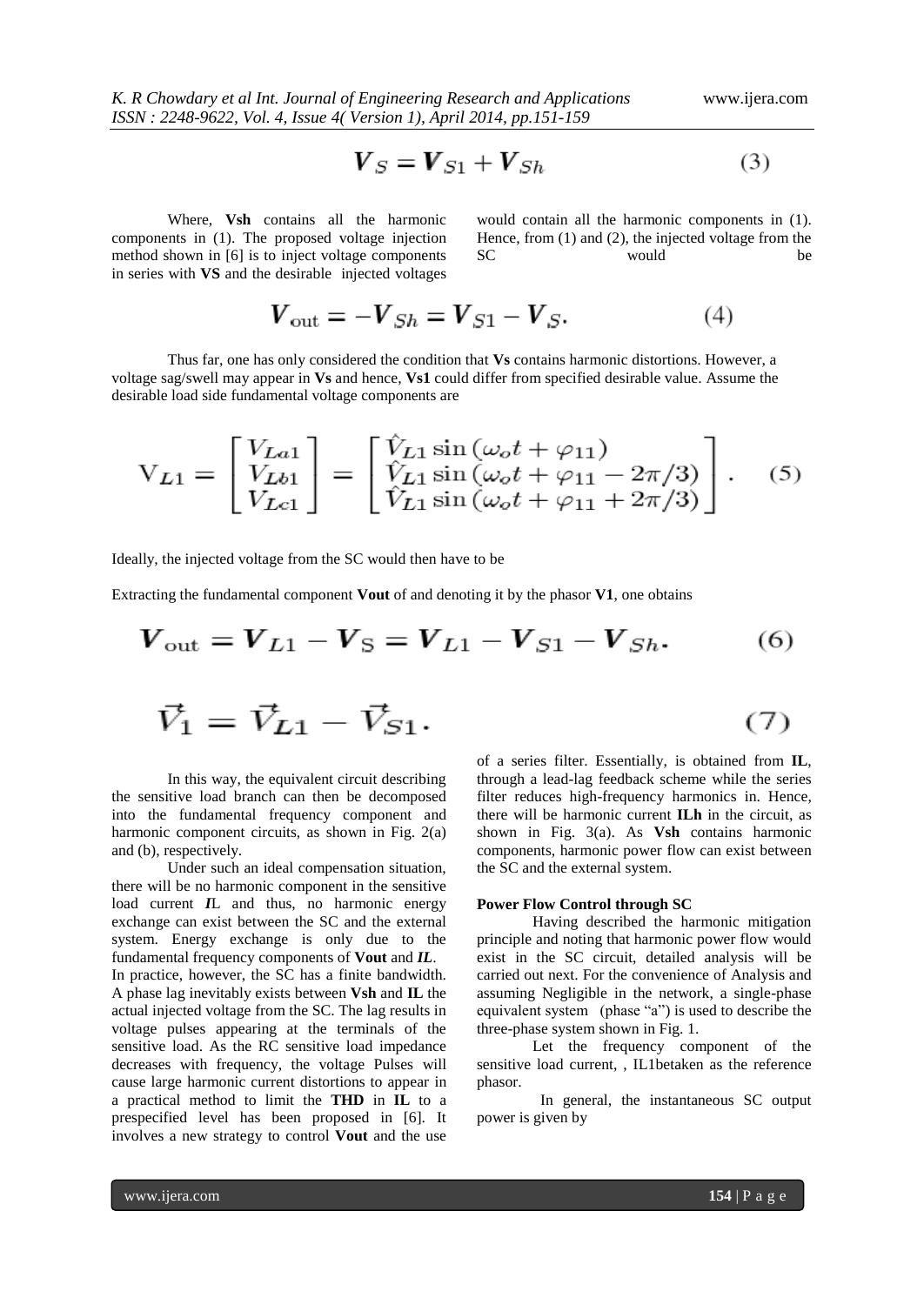$$\boldsymbol{V}_S = \boldsymbol{V}_{S1} + \boldsymbol{V}_{Sh} \tag{3}$$

Where, **Vsh** contains all the harmonic components in (1). The proposed voltage injection method shown in [6] is to inject voltage components in series with **VS** and the desirable injected voltages would contain all the harmonic components in (1). Hence, from (1) and (2), the injected voltage from the SC would be

$$\boldsymbol{V}_{\text{out}} = -\boldsymbol{V}_{Sh} = \boldsymbol{V}_{S1} - \boldsymbol{V}_S. \tag{4}$$

Thus far, one has only considered the condition that **Vs** contains harmonic distortions. However, a voltage sag/swell may appear in **Vs** and hence, **Vs1** could differ from specified desirable value. Assume the desirable load side fundamental voltage components are

$$\mathrm{V}_{L1} = \begin{bmatrix} V_{La1} \\ V_{Lb1} \\ V_{Lc1} \end{bmatrix} = \begin{bmatrix} \hat{V}_{L1} \sin(\omega_o t + \varphi_{11}) \\ \hat{V}_{L1} \sin(\omega_o t + \varphi_{11} - 2\pi/3) \\ \hat{V}_{L1} \sin(\omega_o t + \varphi_{11} + 2\pi/3) \end{bmatrix}. \tag{5}$$

Ideally, the injected voltage from the SC would then have to be

Extracting the fundamental component **Vout** of and denoting it by the phasor **V1**, one obtains

$$\boldsymbol{V}_{\text{out}} = \boldsymbol{V}_{L1} - \boldsymbol{V}_{\text{S}} = \boldsymbol{V}_{L1} - \boldsymbol{V}_{S1} - \boldsymbol{V}_{Sh}. \tag{6}$$

$$\vec{V}_1 = \vec{V}_{L1} - \vec{V}_{S1}. \tag{7}$$

In this way, the equivalent circuit describing the sensitive load branch can then be decomposed into the fundamental frequency component and harmonic component circuits, as shown in Fig. 2(a) and (b), respectively.

Under such an ideal compensation situation, there will be no harmonic component in the sensitive load current *I*L and thus, no harmonic energy exchange can exist between the SC and the external system. Energy exchange is only due to the fundamental frequency components of **Vout** and *IL*.
In practice, however, the SC has a finite bandwidth. A phase lag inevitably exists between **Vsh** and **IL** the actual injected voltage from the SC. The lag results in voltage pulses appearing at the terminals of the sensitive load. As the RC sensitive load impedance decreases with frequency, the voltage Pulses will cause large harmonic current distortions to appear in a practical method to limit the **THD** in **IL** to a prespecified level has been proposed in [6]. It involves a new strategy to control **Vout** and the use of a series filter. Essentially, is obtained from **IL**, through a lead-lag feedback scheme while the series filter reduces high-frequency harmonics in. Hence, there will be harmonic current **ILh** in the circuit, as shown in Fig. 3(a). As **Vsh** contains harmonic components, harmonic power flow can exist between the SC and the external system.

**Power Flow Control through SC**

Having described the harmonic mitigation principle and noting that harmonic power flow would exist in the SC circuit, detailed analysis will be carried out next. For the convenience of Analysis and assuming Negligible in the network, a single-phase equivalent system (phase "a") is used to describe the three-phase system shown in Fig. 1.

Let the frequency component of the sensitive load current, , IL1betaken as the reference phasor.

In general, the instantaneous SC output power is given by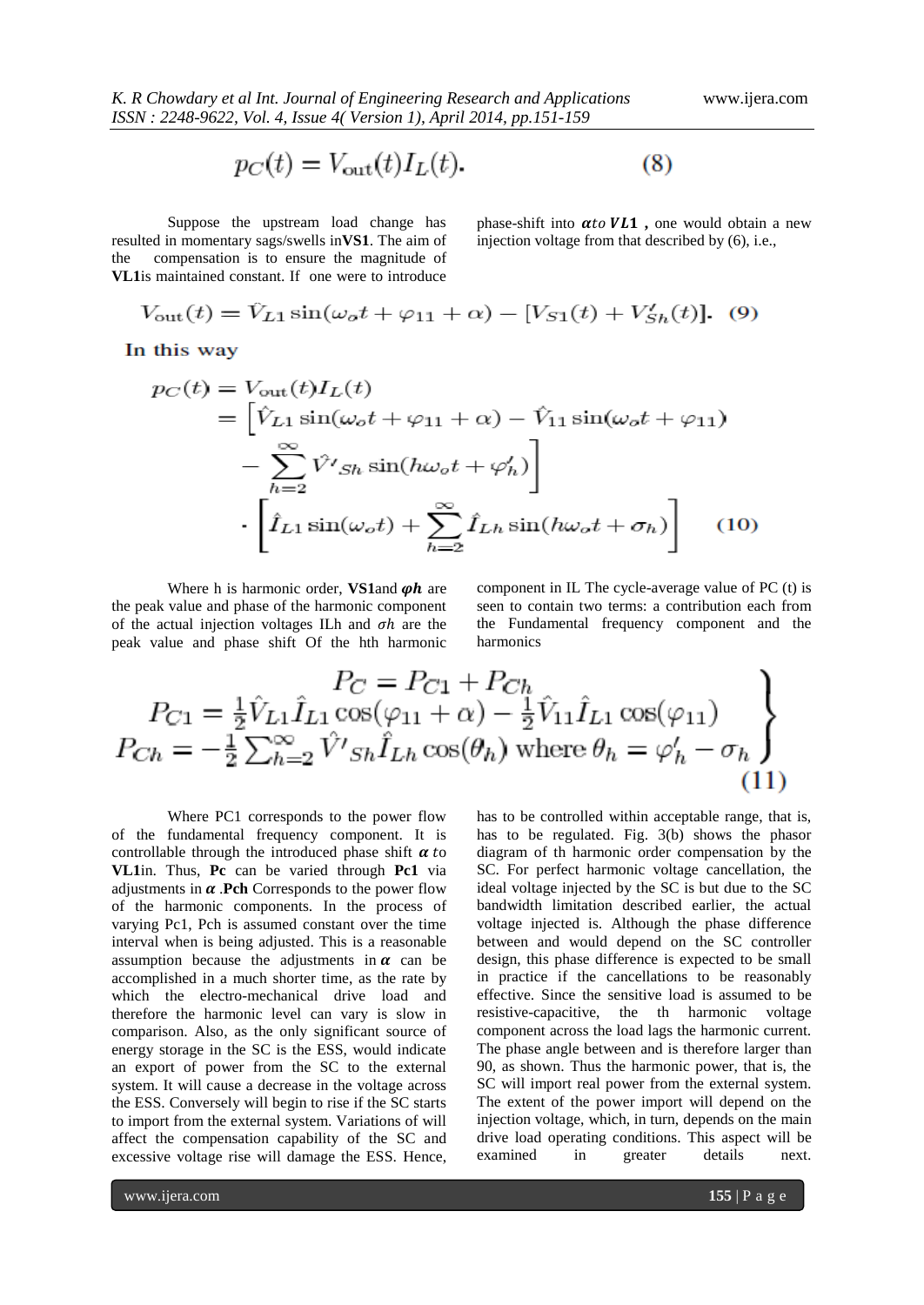$$p_C(t) = V_{\text{out}}(t) I_L(t). \quad (8)$$

Suppose the upstream load change has resulted in momentary sags/swells in**VS1**. The aim of the compensation is to ensure the magnitude of **VL1**is maintained constant. If one were to introduce phase-shift into $\boldsymbol{\alpha}$ *to* $\boldsymbol{VL1}$ **,** one would obtain a new injection voltage from that described by (6), i.e.,

$$V_{\text{out}}(t) = \hat{V}_{L1} \sin(\omega_o t + \varphi_{11} + \alpha) - [V_{S1}(t) + V'_{Sh}(t)]. \quad (9)$$

**In this way**

$$\begin{aligned} p_C(t) &= V_{\text{out}}(t) I_L(t) \\ &= \Big[\hat{V}_{L1} \sin(\omega_o t + \varphi_{11} + \alpha) - \hat{V}_{11} \sin(\omega_o t + \varphi_{11}) \\ &\quad - \sum_{h=2}^{\infty} \hat{V'}_{Sh} \sin(h\omega_o t + \varphi'_h)\Big] \\ &\quad \cdot \Big[\hat{I}_{L1} \sin(\omega_o t) + \sum_{h=2}^{\infty} \hat{I}_{Lh} \sin(h\omega_o t + \sigma_h)\Big] \quad (10) \end{aligned}$$

Where h is harmonic order, **VS1**and $\boldsymbol{\varphi h}$ are the peak value and phase of the harmonic component of the actual injection voltages ILh and $\sigma h$ are the peak value and phase shift Of the hth harmonic component in IL The cycle-average value of PC (t) is seen to contain two terms: a contribution each from the Fundamental frequency component and the harmonics

$$\left.\begin{aligned} P_C &= P_{C1} + P_{Ch} \\ P_{C1} &= \tfrac{1}{2}\hat{V}_{L1}\hat{I}_{L1}\cos(\varphi_{11} + \alpha) - \tfrac{1}{2}\hat{V}_{11}\hat{I}_{L1}\cos(\varphi_{11}) \\ P_{Ch} &= -\tfrac{1}{2}\textstyle\sum_{h=2}^{\infty}\hat{V'}_{Sh}\hat{I}_{Lh}\cos(\theta_h) \text{ where } \theta_h = \varphi'_h - \sigma_h \end{aligned}\right\} \quad (11)$$

Where PC1 corresponds to the power flow of the fundamental frequency component. It is controllable through the introduced phase shift $\boldsymbol{\alpha}$ *to* **VL1**in. Thus, **Pc** can be varied through **Pc1** via adjustments in $\boldsymbol{\alpha}$ .**Pch** Corresponds to the power flow of the harmonic components. In the process of varying Pc1, Pch is assumed constant over the time interval when is being adjusted. This is a reasonable assumption because the adjustments in $\boldsymbol{\alpha}$ can be accomplished in a much shorter time, as the rate by which the electro-mechanical drive load and therefore the harmonic level can vary is slow in comparison. Also, as the only significant source of energy storage in the SC is the ESS, would indicate an export of power from the SC to the external system. It will cause a decrease in the voltage across the ESS. Conversely will begin to rise if the SC starts to import from the external system. Variations of will affect the compensation capability of the SC and excessive voltage rise will damage the ESS. Hence, has to be controlled within acceptable range, that is, has to be regulated. Fig. 3(b) shows the phasor diagram of th harmonic order compensation by the SC. For perfect harmonic voltage cancellation, the ideal voltage injected by the SC is but due to the SC bandwidth limitation described earlier, the actual voltage injected is. Although the phase difference between and would depend on the SC controller design, this phase difference is expected to be small in practice if the cancellations to be reasonably effective. Since the sensitive load is assumed to be resistive-capacitive, the th harmonic voltage component across the load lags the harmonic current. The phase angle between and is therefore larger than 90, as shown. Thus the harmonic power, that is, the SC will import real power from the external system. The extent of the power import will depend on the injection voltage, which, in turn, depends on the main drive load operating conditions. This aspect will be examined in greater details next.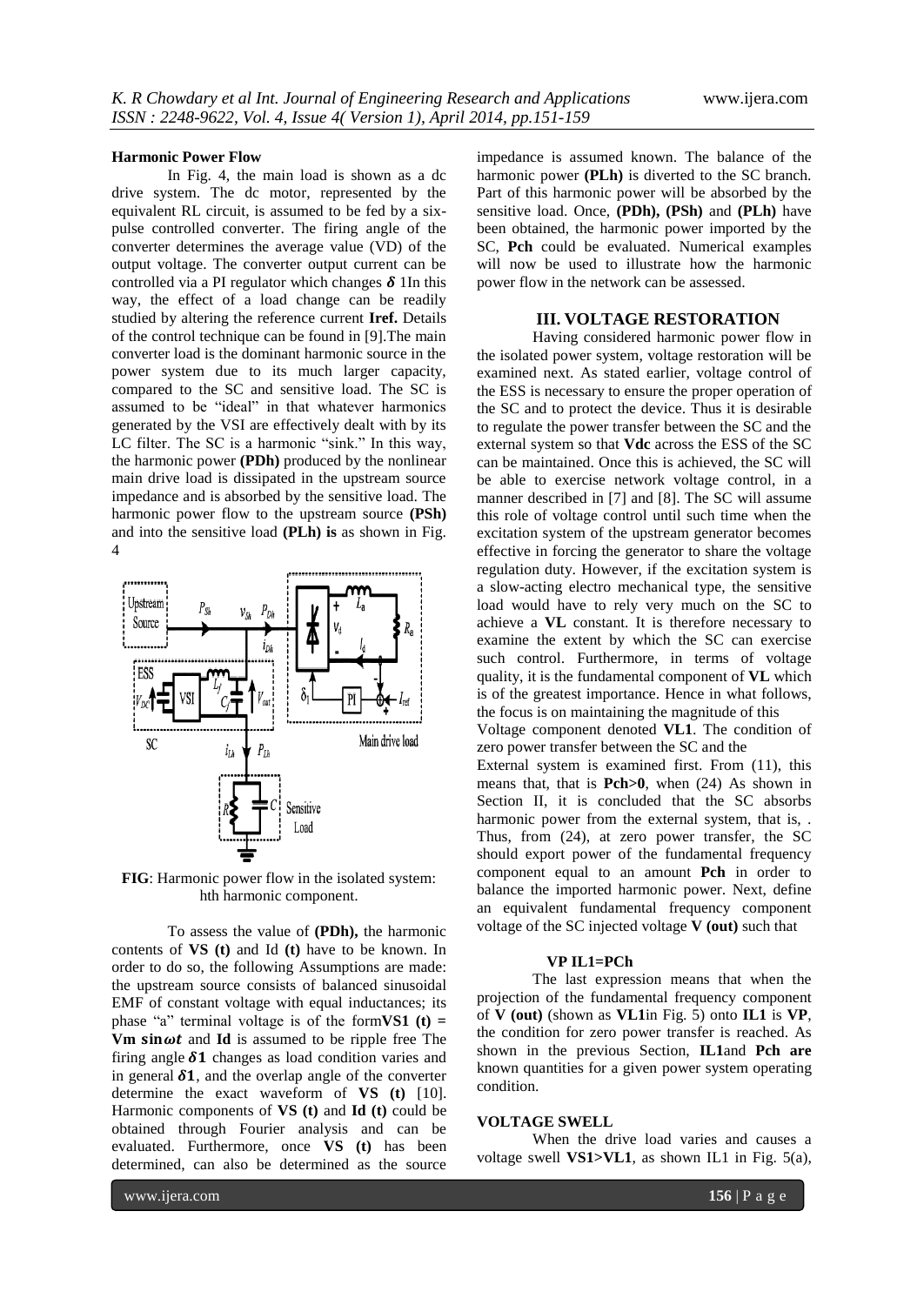#### Harmonic Power Flow

In Fig. 4, the main load is shown as a dc drive system. The dc motor, represented by the equivalent RL circuit, is assumed to be fed by a six-pulse controlled converter. The firing angle of the converter determines the average value (VD) of the output voltage. The converter output current can be controlled via a PI regulator which changes $\boldsymbol{\delta}$ 1In this way, the effect of a load change can be readily studied by altering the reference current **Iref.** Details of the control technique can be found in [9].The main converter load is the dominant harmonic source in the power system due to its much larger capacity, compared to the SC and sensitive load. The SC is assumed to be "ideal" in that whatever harmonics generated by the VSI are effectively dealt with by its LC filter. The SC is a harmonic "sink." In this way, the harmonic power **(PDh)** produced by the nonlinear main drive load is dissipated in the upstream source impedance and is absorbed by the sensitive load. The harmonic power flow to the upstream source **(PSh)** and into the sensitive load **(PLh) is** as shown in Fig. 4

**FIG**: Harmonic power flow in the isolated system: hth harmonic component.

To assess the value of **(PDh),** the harmonic contents of **VS (t)** and Id **(t)** have to be known. In order to do so, the following Assumptions are made: the upstream source consists of balanced sinusoidal EMF of constant voltage with equal inductances; its phase "a" terminal voltage is of the form**VS1 (t) = Vm** $\boldsymbol{\sin\omega t}$ and **Id** is assumed to be ripple free The firing angle $\boldsymbol{\delta 1}$ changes as load condition varies and in general $\boldsymbol{\delta 1}$, and the overlap angle of the converter determine the exact waveform of **VS (t)** [10]. Harmonic components of **VS (t)** and **Id (t)** could be obtained through Fourier analysis and can be evaluated. Furthermore, once **VS (t)** has been determined, can also be determined as the source impedance is assumed known. The balance of the harmonic power **(PLh)** is diverted to the SC branch. Part of this harmonic power will be absorbed by the sensitive load. Once, **(PDh), (PSh)** and **(PLh)** have been obtained, the harmonic power imported by the SC, **Pch** could be evaluated. Numerical examples will now be used to illustrate how the harmonic power flow in the network can be assessed.

## III. VOLTAGE RESTORATION

Having considered harmonic power flow in the isolated power system, voltage restoration will be examined next. As stated earlier, voltage control of the ESS is necessary to ensure the proper operation of the SC and to protect the device. Thus it is desirable to regulate the power transfer between the SC and the external system so that **Vdc** across the ESS of the SC can be maintained. Once this is achieved, the SC will be able to exercise network voltage control, in a manner described in [7] and [8]. The SC will assume this role of voltage control until such time when the excitation system of the upstream generator becomes effective in forcing the generator to share the voltage regulation duty. However, if the excitation system is a slow-acting electro mechanical type, the sensitive load would have to rely very much on the SC to achieve a **VL** constant. It is therefore necessary to examine the extent by which the SC can exercise such control. Furthermore, in terms of voltage quality, it is the fundamental component of **VL** which is of the greatest importance. Hence in what follows, the focus is on maintaining the magnitude of this

Voltage component denoted **VL1**. The condition of zero power transfer between the SC and the

External system is examined first. From (11), this means that, that is **Pch>0**, when (24) As shown in Section II, it is concluded that the SC absorbs harmonic power from the external system, that is, . Thus, from (24), at zero power transfer, the SC should export power of the fundamental frequency component equal to an amount **Pch** in order to balance the imported harmonic power. Next, define an equivalent fundamental frequency component voltage of the SC injected voltage **V (out)** such that

**VP IL1=PCh**

The last expression means that when the projection of the fundamental frequency component of **V (out)** (shown as **VL1**in Fig. 5) onto **IL1** is **VP**, the condition for zero power transfer is reached. As shown in the previous Section, **IL1**and **Pch are** known quantities for a given power system operating condition.

#### VOLTAGE SWELL

When the drive load varies and causes a voltage swell **VS1>VL1**, as shown IL1 in Fig. 5(a),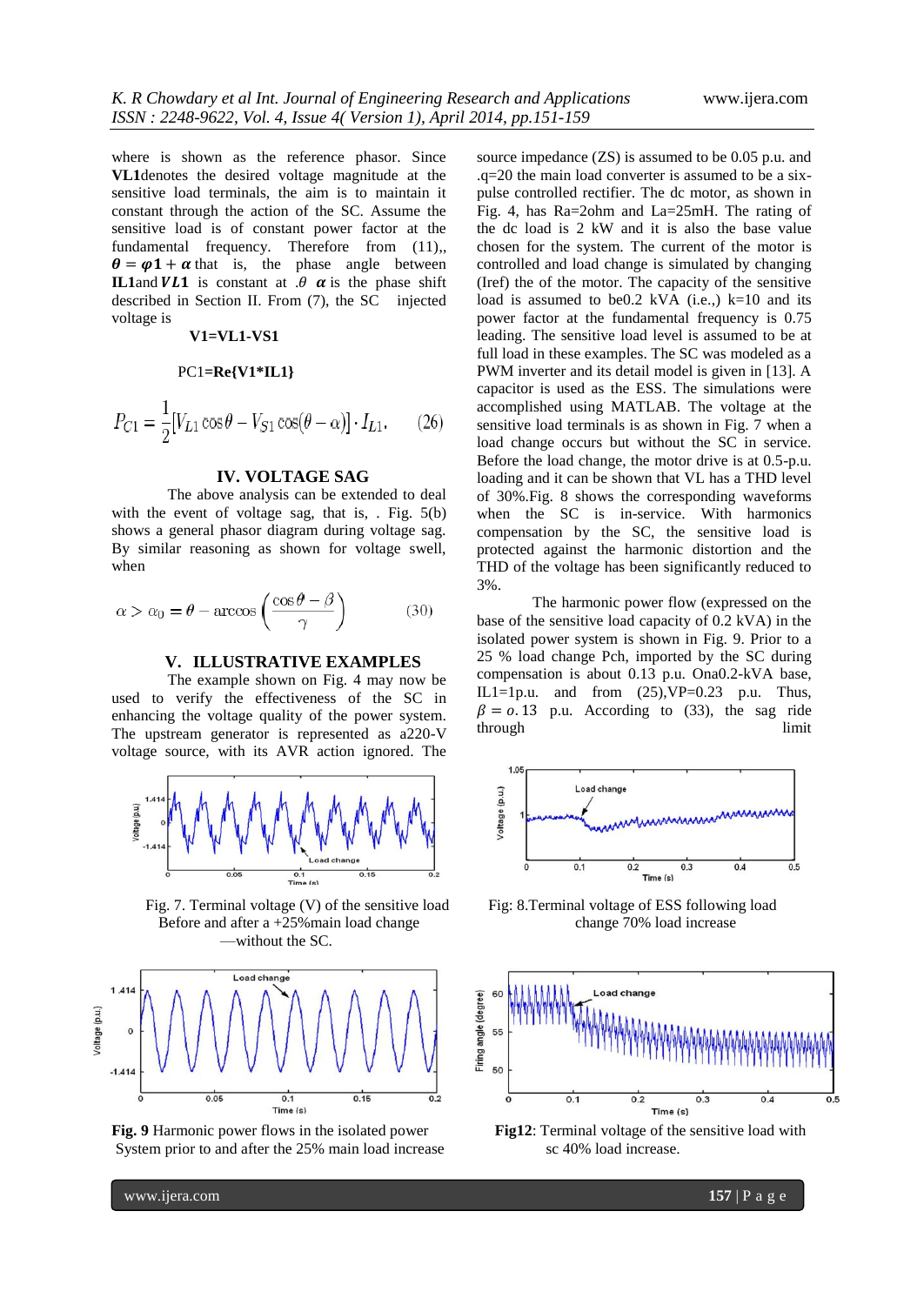where is shown as the reference phasor. Since **VL1**denotes the desired voltage magnitude at the sensitive load terminals, the aim is to maintain it constant through the action of the SC. Assume the sensitive load is of constant power factor at the fundamental frequency. Therefore from (11),, $\boldsymbol{\theta = \varphi 1 + \alpha}$ that is, the phase angle between **IL1**and $\boldsymbol{VL1}$ is constant at .$\theta$ $\boldsymbol{\alpha}$ is the phase shift described in Section II. From (7), the SC injected voltage is

**V1=VL1-VS1**

PC1=**Re{V1*IL1}**

$$P_{C1} = \frac{1}{2}[V_{L1}\cos\theta - V_{S1}\cos(\theta - \alpha)] \cdot I_{L1}. \qquad (26)$$

## IV. VOLTAGE SAG

The above analysis can be extended to deal with the event of voltage sag, that is, . Fig. 5(b) shows a general phasor diagram during voltage sag. By similar reasoning as shown for voltage swell, when

$$\alpha > \alpha_0 = \theta - \arccos\left(\frac{\cos\theta - \beta}{\gamma}\right) \qquad (30)$$

## V. ILLUSTRATIVE EXAMPLES

The example shown on Fig. 4 may now be used to verify the effectiveness of the SC in enhancing the voltage quality of the power system. The upstream generator is represented as a220-V voltage source, with its AVR action ignored. The source impedance (ZS) is assumed to be 0.05 p.u. and .q=20 the main load converter is assumed to be a six-pulse controlled rectifier. The dc motor, as shown in Fig. 4, has Ra=2ohm and La=25mH. The rating of the dc load is 2 kW and it is also the base value chosen for the system. The current of the motor is controlled and load change is simulated by changing (Iref) the of the motor. The capacity of the sensitive load is assumed to be0.2 kVA (i.e.,) k=10 and its power factor at the fundamental frequency is 0.75 leading. The sensitive load level is assumed to be at full load in these examples. The SC was modeled as a PWM inverter and its detail model is given in [13]. A capacitor is used as the ESS. The simulations were accomplished using MATLAB. The voltage at the sensitive load terminals is as shown in Fig. 7 when a load change occurs but without the SC in service. Before the load change, the motor drive is at 0.5-p.u. loading and it can be shown that VL has a THD level of 30%.Fig. 8 shows the corresponding waveforms when the SC is in-service. With harmonics compensation by the SC, the sensitive load is protected against the harmonic distortion and the THD of the voltage has been significantly reduced to 3%.

The harmonic power flow (expressed on the base of the sensitive load capacity of 0.2 kVA) in the isolated power system is shown in Fig. 9. Prior to a 25 % load change Pch, imported by the SC during compensation is about 0.13 p.u. Ona0.2-kVA base, IL1=1p.u. and from (25),VP=0.23 p.u. Thus, $\beta = o.13$ p.u. According to (33), the sag ride through limit

Fig. 7. Terminal voltage (V) of the sensitive load Before and after a +25%main load change —without the SC.

Fig: 8.Terminal voltage of ESS following load change 70% load increase

**Fig. 9** Harmonic power flows in the isolated power System prior to and after the 25% main load increase

**Fig12**: Terminal voltage of the sensitive load with sc 40% load increase.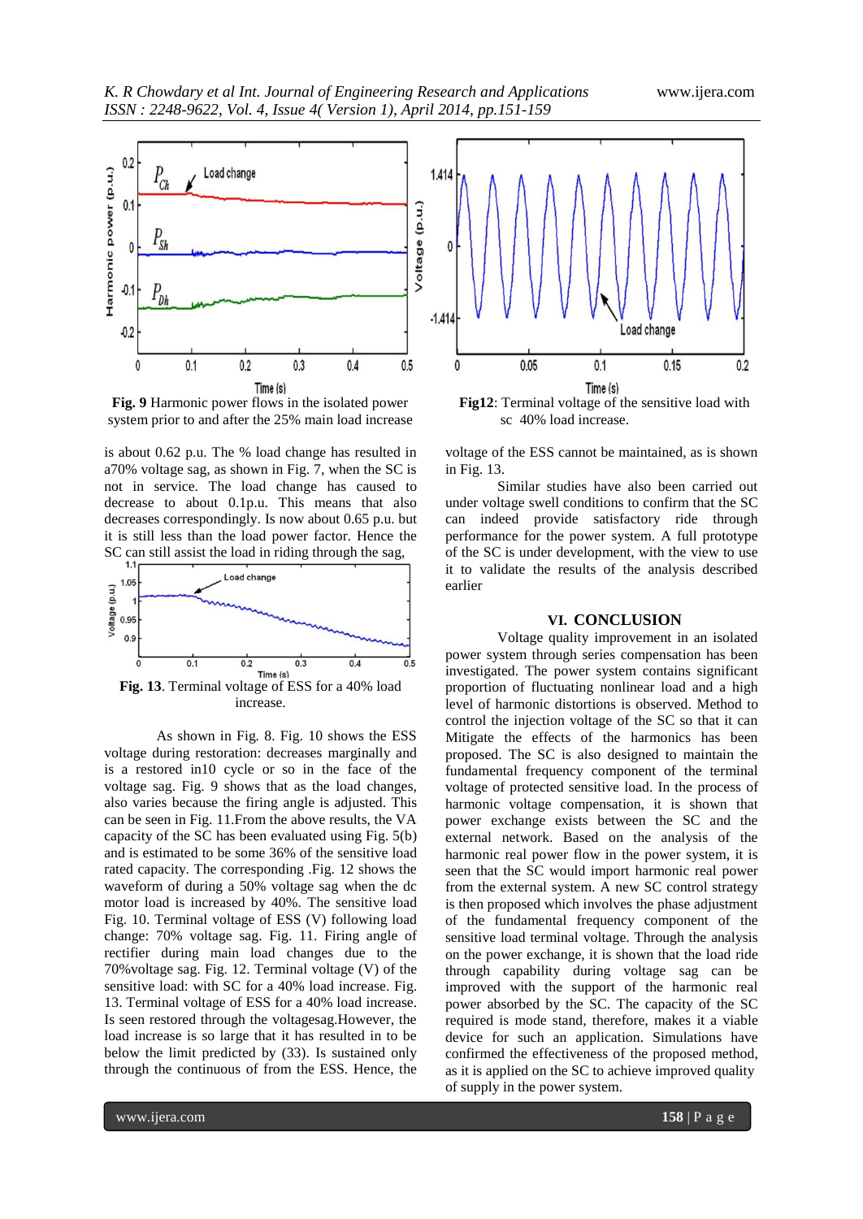Fig. 9 Harmonic power flows in the isolated power system prior to and after the 25% main load increase

**Fig12**: Terminal voltage of the sensitive load with sc 40% load increase.

is about 0.62 p.u. The % load change has resulted in a70% voltage sag, as shown in Fig. 7, when the SC is not in service. The load change has caused to decrease to about 0.1p.u. This means that also decreases correspondingly. Is now about 0.65 p.u. but it is still less than the load power factor. Hence the SC can still assist the load in riding through the sag,

**Fig. 13**. Terminal voltage of ESS for a 40% load increase.

As shown in Fig. 8. Fig. 10 shows the ESS voltage during restoration: decreases marginally and is a restored in10 cycle or so in the face of the voltage sag. Fig. 9 shows that as the load changes, also varies because the firing angle is adjusted. This can be seen in Fig. 11.From the above results, the VA capacity of the SC has been evaluated using Fig. 5(b) and is estimated to be some 36% of the sensitive load rated capacity. The corresponding .Fig. 12 shows the waveform of during a 50% voltage sag when the dc motor load is increased by 40%. The sensitive load Fig. 10. Terminal voltage of ESS (V) following load change: 70% voltage sag. Fig. 11. Firing angle of rectifier during main load changes due to the 70%voltage sag. Fig. 12. Terminal voltage (V) of the sensitive load: with SC for a 40% load increase. Fig. 13. Terminal voltage of ESS for a 40% load increase. Is seen restored through the voltagesag.However, the load increase is so large that it has resulted in to be below the limit predicted by (33). Is sustained only through the continuous of from the ESS. Hence, the voltage of the ESS cannot be maintained, as is shown in Fig. 13.

Similar studies have also been carried out under voltage swell conditions to confirm that the SC can indeed provide satisfactory ride through performance for the power system. A full prototype of the SC is under development, with the view to use it to validate the results of the analysis described earlier

## VI. CONCLUSION

Voltage quality improvement in an isolated power system through series compensation has been investigated. The power system contains significant proportion of fluctuating nonlinear load and a high level of harmonic distortions is observed. Method to control the injection voltage of the SC so that it can Mitigate the effects of the harmonics has been proposed. The SC is also designed to maintain the fundamental frequency component of the terminal voltage of protected sensitive load. In the process of harmonic voltage compensation, it is shown that real power exchange exists between the SC and the external network. Based on the analysis of the harmonic real power flow in the power system, it is seen that the SC would import harmonic real power from the external system. A new SC control strategy is then proposed which involves the phase adjustment of the fundamental frequency component of the sensitive load terminal voltage. Through the analysis on the power exchange, it is shown that the load ride through capability during voltage sag can be improved with the support of the harmonic real power absorbed by the SC. The capacity of the SC required is mode stand, therefore, makes it a viable device for such an application. Simulations have confirmed the effectiveness of the proposed method, as it is applied on the SC to achieve improved quality of supply in the power system.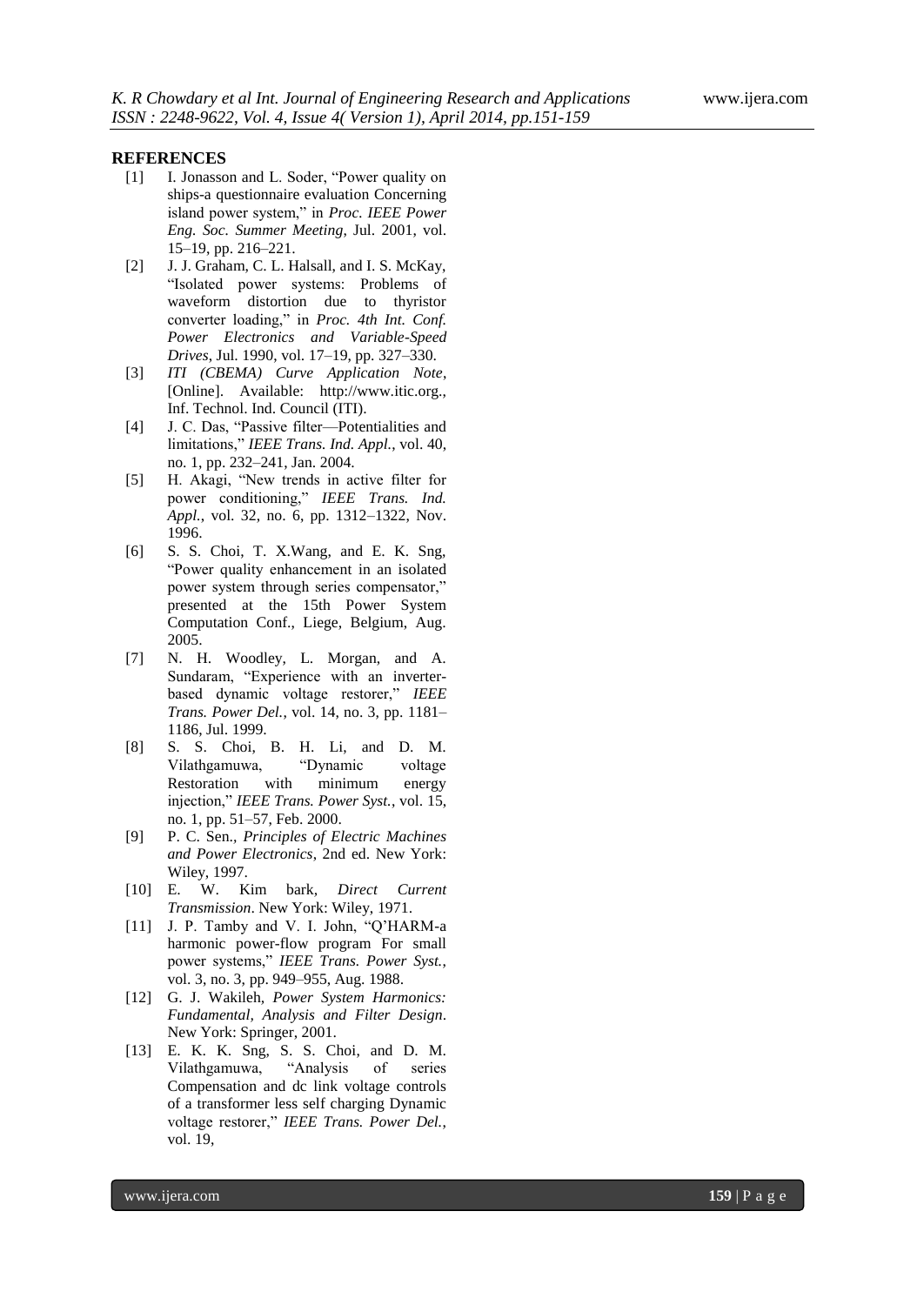## REFERENCES

[1] I. Jonasson and L. Soder, "Power quality on ships-a questionnaire evaluation Concerning island power system," in *Proc. IEEE Power Eng. Soc. Summer Meeting*, Jul. 2001, vol. 15–19, pp. 216–221.

[2] J. J. Graham, C. L. Halsall, and I. S. McKay, "Isolated power systems: Problems of waveform distortion due to thyristor converter loading," in *Proc. 4th Int. Conf. Power Electronics and Variable-Speed Drives*, Jul. 1990, vol. 17–19, pp. 327–330.

[3] *ITI (CBEMA) Curve Application Note*, [Online]. Available: http://www.itic.org., Inf. Technol. Ind. Council (ITI).

[4] J. C. Das, "Passive filter—Potentialities and limitations," *IEEE Trans. Ind. Appl.*, vol. 40, no. 1, pp. 232–241, Jan. 2004.

[5] H. Akagi, "New trends in active filter for power conditioning," *IEEE Trans. Ind. Appl.*, vol. 32, no. 6, pp. 1312–1322, Nov. 1996.

[6] S. S. Choi, T. X.Wang, and E. K. Sng, "Power quality enhancement in an isolated power system through series compensator," presented at the 15th Power System Computation Conf., Liege, Belgium, Aug. 2005.

[7] N. H. Woodley, L. Morgan, and A. Sundaram, "Experience with an inverter-based dynamic voltage restorer," *IEEE Trans. Power Del.*, vol. 14, no. 3, pp. 1181–1186, Jul. 1999.

[8] S. S. Choi, B. H. Li, and D. M. Vilathgamuwa, "Dynamic voltage Restoration with minimum energy injection," *IEEE Trans. Power Syst.*, vol. 15, no. 1, pp. 51–57, Feb. 2000.

[9] P. C. Sen., *Principles of Electric Machines and Power Electronics*, 2nd ed. New York: Wiley, 1997.

[10] E. W. Kim bark, *Direct Current Transmission*. New York: Wiley, 1971.

[11] J. P. Tamby and V. I. John, "Q'HARM-a harmonic power-flow program For small power systems," *IEEE Trans. Power Syst.*, vol. 3, no. 3, pp. 949–955, Aug. 1988.

[12] G. J. Wakileh, *Power System Harmonics: Fundamental, Analysis and Filter Design*. New York: Springer, 2001.

[13] E. K. K. Sng, S. S. Choi, and D. M. Vilathgamuwa, "Analysis of series Compensation and dc link voltage controls of a transformer less self charging Dynamic voltage restorer," *IEEE Trans. Power Del.*, vol. 19,